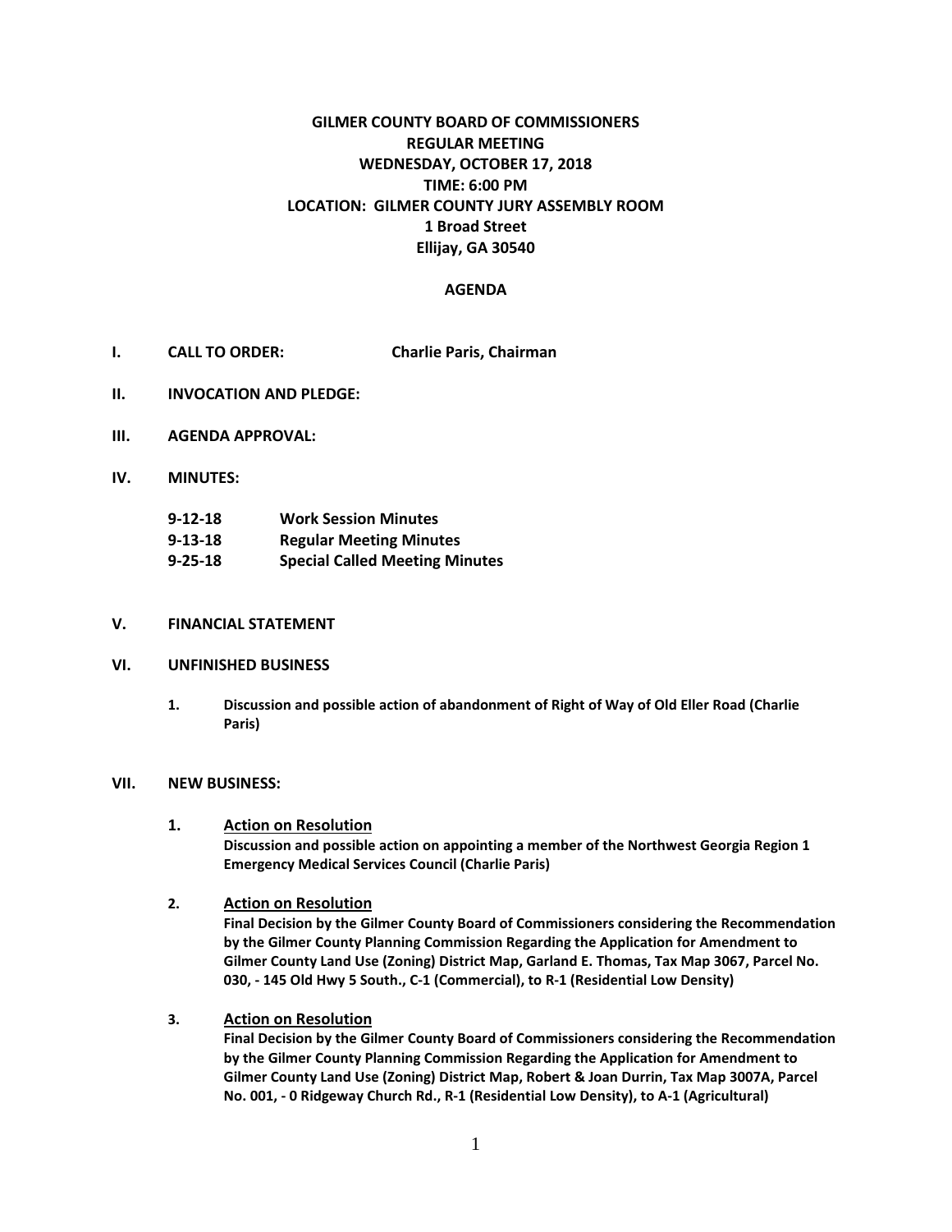# GILMER COUNTY BOARD OF COMMISSIONERS
## REGULAR MEETING
## WEDNESDAY, OCTOBER 17, 2018
## TIME: 6:00 PM
## LOCATION: GILMER COUNTY JURY ASSEMBLY ROOM
## 1 Broad Street
## Ellijay, GA 30540

## AGENDA

**I. CALL TO ORDER:** **Charlie Paris, Chairman**

**II. INVOCATION AND PLEDGE:**

**III. AGENDA APPROVAL:**

**IV. MINUTES:**

**9-12-18 Work Session Minutes**
**9-13-18 Regular Meeting Minutes**
**9-25-18 Special Called Meeting Minutes**

**V. FINANCIAL STATEMENT**

**VI. UNFINISHED BUSINESS**

1. **Discussion and possible action of abandonment of Right of Way of Old Eller Road (Charlie Paris)**

**VII. NEW BUSINESS:**

1. **Action on Resolution**
   **Discussion and possible action on appointing a member of the Northwest Georgia Region 1 Emergency Medical Services Council (Charlie Paris)**

2. **Action on Resolution**
   **Final Decision by the Gilmer County Board of Commissioners considering the Recommendation by the Gilmer County Planning Commission Regarding the Application for Amendment to Gilmer County Land Use (Zoning) District Map, Garland E. Thomas, Tax Map 3067, Parcel No. 030, - 145 Old Hwy 5 South., C-1 (Commercial), to R-1 (Residential Low Density)**

3. **Action on Resolution**
   **Final Decision by the Gilmer County Board of Commissioners considering the Recommendation by the Gilmer County Planning Commission Regarding the Application for Amendment to Gilmer County Land Use (Zoning) District Map, Robert & Joan Durrin, Tax Map 3007A, Parcel No. 001, - 0 Ridgeway Church Rd., R-1 (Residential Low Density), to A-1 (Agricultural)**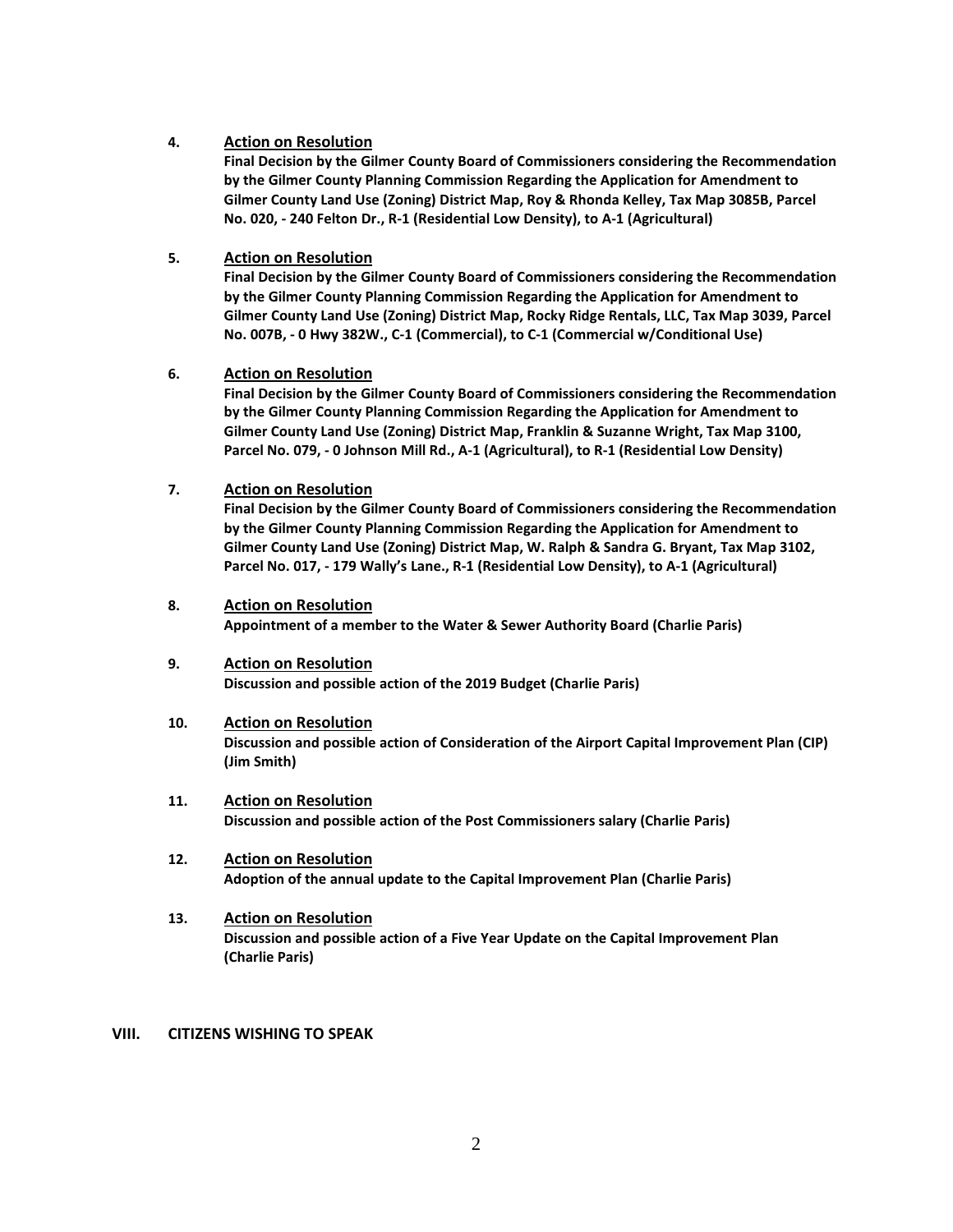4. **<u>Action on Resolution</u>**
   **Final Decision by the Gilmer County Board of Commissioners considering the Recommendation by the Gilmer County Planning Commission Regarding the Application for Amendment to Gilmer County Land Use (Zoning) District Map, Roy & Rhonda Kelley, Tax Map 3085B, Parcel No. 020, - 240 Felton Dr., R-1 (Residential Low Density), to A-1 (Agricultural)**

5. **<u>Action on Resolution</u>**
   **Final Decision by the Gilmer County Board of Commissioners considering the Recommendation by the Gilmer County Planning Commission Regarding the Application for Amendment to Gilmer County Land Use (Zoning) District Map, Rocky Ridge Rentals, LLC, Tax Map 3039, Parcel No. 007B, - 0 Hwy 382W., C-1 (Commercial), to C-1 (Commercial w/Conditional Use)**

6. **<u>Action on Resolution</u>**
   **Final Decision by the Gilmer County Board of Commissioners considering the Recommendation by the Gilmer County Planning Commission Regarding the Application for Amendment to Gilmer County Land Use (Zoning) District Map, Franklin & Suzanne Wright, Tax Map 3100, Parcel No. 079, - 0 Johnson Mill Rd., A-1 (Agricultural), to R-1 (Residential Low Density)**

7. **<u>Action on Resolution</u>**
   **Final Decision by the Gilmer County Board of Commissioners considering the Recommendation by the Gilmer County Planning Commission Regarding the Application for Amendment to Gilmer County Land Use (Zoning) District Map, W. Ralph & Sandra G. Bryant, Tax Map 3102, Parcel No. 017, - 179 Wally's Lane., R-1 (Residential Low Density), to A-1 (Agricultural)**

8. **<u>Action on Resolution</u>**
   **Appointment of a member to the Water & Sewer Authority Board (Charlie Paris)**

9. **<u>Action on Resolution</u>**
   **Discussion and possible action of the 2019 Budget (Charlie Paris)**

10. **<u>Action on Resolution</u>**
    **Discussion and possible action of Consideration of the Airport Capital Improvement Plan (CIP) (Jim Smith)**

11. **<u>Action on Resolution</u>**
    **Discussion and possible action of the Post Commissioners salary (Charlie Paris)**

12. **<u>Action on Resolution</u>**
    **Adoption of the annual update to the Capital Improvement Plan (Charlie Paris)**

13. **<u>Action on Resolution</u>**
    **Discussion and possible action of a Five Year Update on the Capital Improvement Plan (Charlie Paris)**

## VIII. CITIZENS WISHING TO SPEAK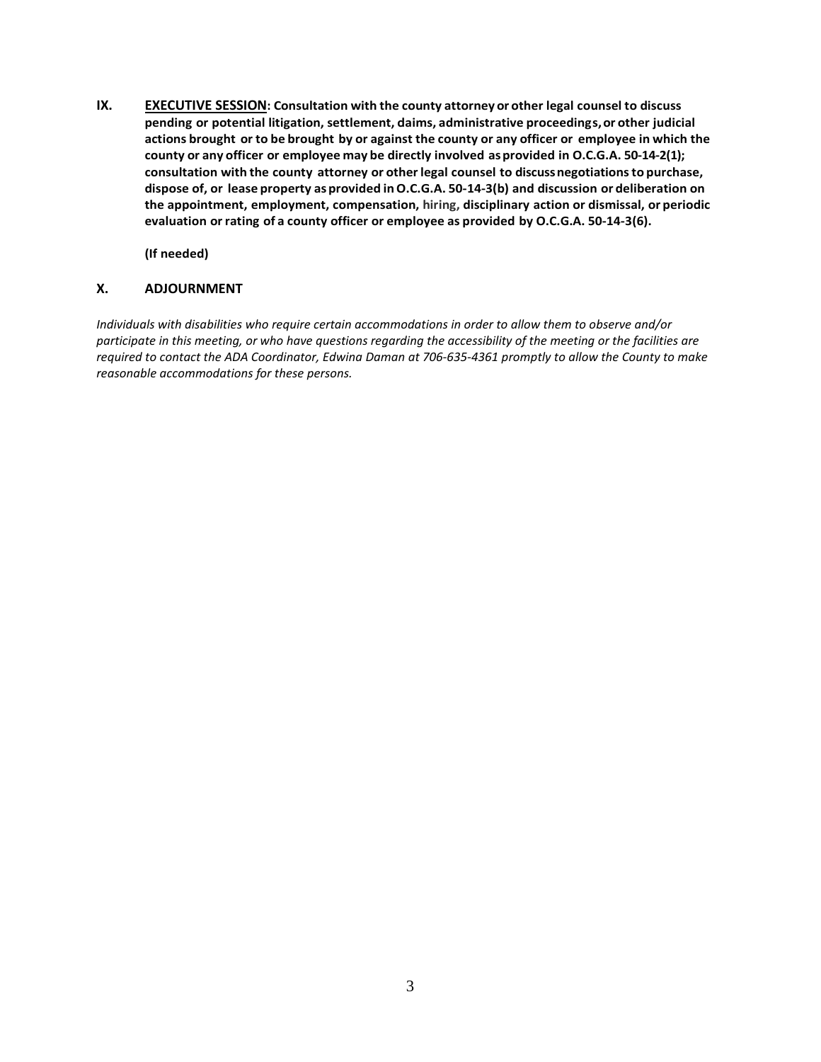**IX. <u>EXECUTIVE SESSION</u>: Consultation with the county attorney or other legal counsel to discuss pending or potential litigation, settlement, daims, administrative proceedings, or other judicial actions brought or to be brought by or against the county or any officer or employee in which the county or any officer or employee may be directly involved as provided in O.C.G.A. 50-14-2(1); consultation with the county attorney or other legal counsel to discuss negotiations to purchase, dispose of, or lease property as provided in O.C.G.A. 50-14-3(b) and discussion or deliberation on the appointment, employment, compensation, hiring, disciplinary action or dismissal, or periodic evaluation or rating of a county officer or employee as provided by O.C.G.A. 50-14-3(6).**

**(If needed)**

**X. ADJOURNMENT**

*Individuals with disabilities who require certain accommodations in order to allow them to observe and/or participate in this meeting, or who have questions regarding the accessibility of the meeting or the facilities are required to contact the ADA Coordinator, Edwina Daman at 706-635-4361 promptly to allow the County to make reasonable accommodations for these persons.*